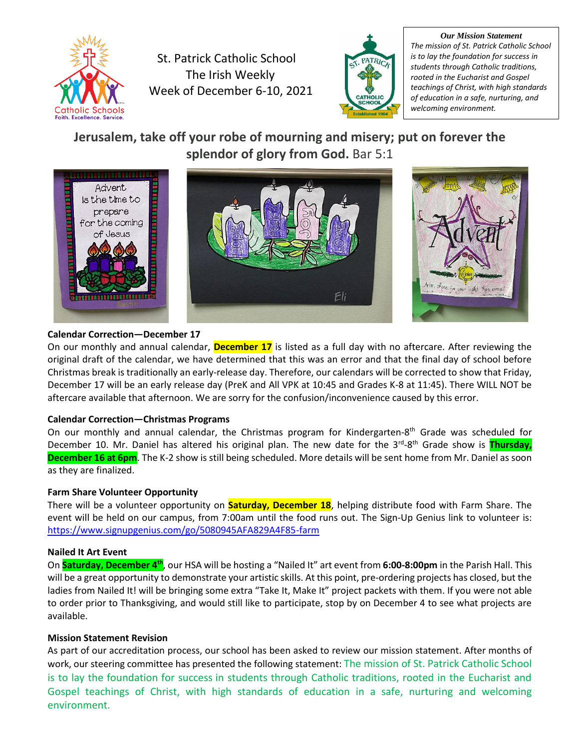St. Patrick Catholic School
The Irish Weekly
Week of December 6-10, 2021

***Our Mission Statement***
*The mission of St. Patrick Catholic School is to lay the foundation for success in students through Catholic traditions, rooted in the Eucharist and Gospel teachings of Christ, with high standards of education in a safe, nurturing, and welcoming environment.*

## Jerusalem, take off your robe of mourning and misery; put on forever the splendor of glory from God. Bar 5:1

### Calendar Correction—December 17

On our monthly and annual calendar, **December 17** is listed as a full day with no aftercare. After reviewing the original draft of the calendar, we have determined that this was an error and that the final day of school before Christmas break is traditionally an early-release day. Therefore, our calendars will be corrected to show that Friday, December 17 will be an early release day (PreK and All VPK at 10:45 and Grades K-8 at 11:45). There WILL NOT be aftercare available that afternoon. We are sorry for the confusion/inconvenience caused by this error.

### Calendar Correction—Christmas Programs

On our monthly and annual calendar, the Christmas program for Kindergarten-8th Grade was scheduled for December 10. Mr. Daniel has altered his original plan. The new date for the 3rd-8th Grade show is **Thursday, December 16 at 6pm**. The K-2 show is still being scheduled. More details will be sent home from Mr. Daniel as soon as they are finalized.

### Farm Share Volunteer Opportunity

There will be a volunteer opportunity on **Saturday, December 18**, helping distribute food with Farm Share. The event will be held on our campus, from 7:00am until the food runs out. The Sign-Up Genius link to volunteer is: https://www.signupgenius.com/go/5080945AFA829A4F85-farm

### Nailed It Art Event

On **Saturday, December 4th**, our HSA will be hosting a "Nailed It" art event from **6:00-8:00pm** in the Parish Hall. This will be a great opportunity to demonstrate your artistic skills. At this point, pre-ordering projects has closed, but the ladies from Nailed It! will be bringing some extra "Take It, Make It" project packets with them. If you were not able to order prior to Thanksgiving, and would still like to participate, stop by on December 4 to see what projects are available.

### Mission Statement Revision

As part of our accreditation process, our school has been asked to review our mission statement. After months of work, our steering committee has presented the following statement: The mission of St. Patrick Catholic School is to lay the foundation for success in students through Catholic traditions, rooted in the Eucharist and Gospel teachings of Christ, with high standards of education in a safe, nurturing and welcoming environment.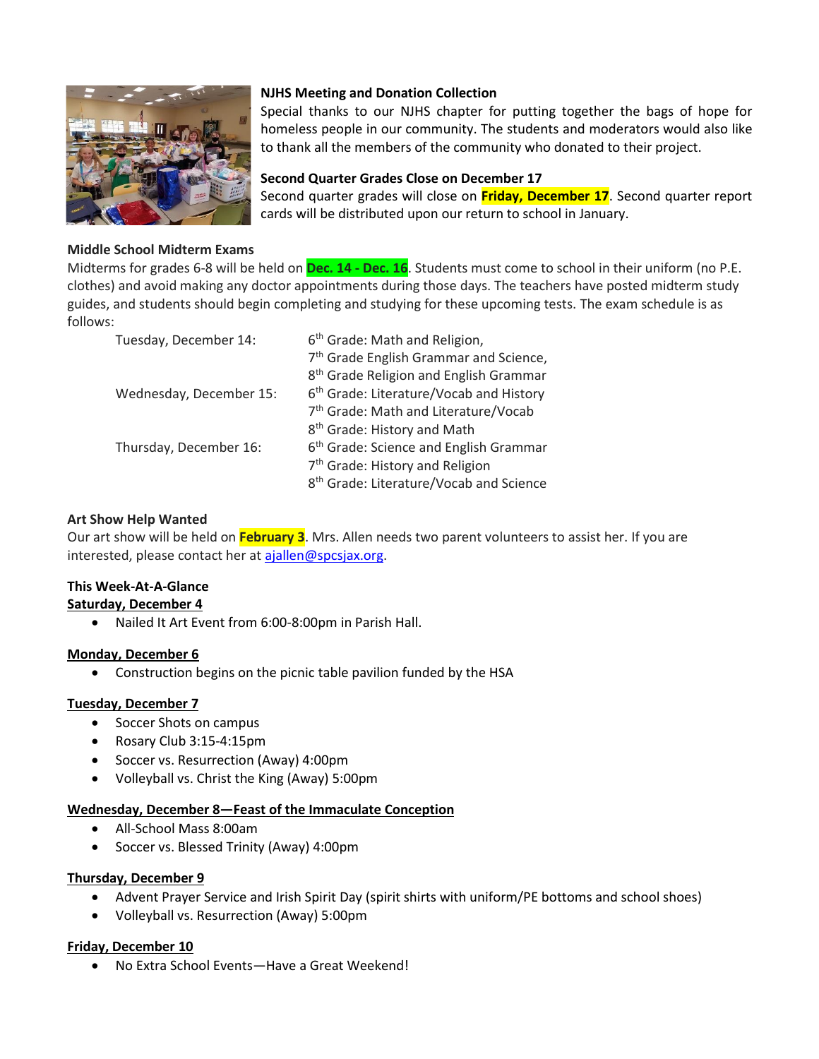**NJHS Meeting and Donation Collection**

Special thanks to our NJHS chapter for putting together the bags of hope for homeless people in our community. The students and moderators would also like to thank all the members of the community who donated to their project.

**Second Quarter Grades Close on December 17**

Second quarter grades will close on **Friday, December 17**. Second quarter report cards will be distributed upon our return to school in January.

**Middle School Midterm Exams**

Midterms for grades 6-8 will be held on **Dec. 14 - Dec. 16**. Students must come to school in their uniform (no P.E. clothes) and avoid making any doctor appointments during those days. The teachers have posted midterm study guides, and students should begin completing and studying for these upcoming tests. The exam schedule is as follows:

| | |
|---|---|
| Tuesday, December 14: | 6th Grade: Math and Religion,<br>7th Grade English Grammar and Science,<br>8th Grade Religion and English Grammar |
| Wednesday, December 15: | 6th Grade: Literature/Vocab and History<br>7th Grade: Math and Literature/Vocab<br>8th Grade: History and Math |
| Thursday, December 16: | 6th Grade: Science and English Grammar<br>7th Grade: History and Religion<br>8th Grade: Literature/Vocab and Science |

**Art Show Help Wanted**

Our art show will be held on **February 3**. Mrs. Allen needs two parent volunteers to assist her. If you are interested, please contact her at ajallen@spcsjax.org.

**This Week-At-A-Glance**

**Saturday, December 4**

- Nailed It Art Event from 6:00-8:00pm in Parish Hall.

**Monday, December 6**

- Construction begins on the picnic table pavilion funded by the HSA

**Tuesday, December 7**

- Soccer Shots on campus
- Rosary Club 3:15-4:15pm
- Soccer vs. Resurrection (Away) 4:00pm
- Volleyball vs. Christ the King (Away) 5:00pm

**Wednesday, December 8—Feast of the Immaculate Conception**

- All-School Mass 8:00am
- Soccer vs. Blessed Trinity (Away) 4:00pm

**Thursday, December 9**

- Advent Prayer Service and Irish Spirit Day (spirit shirts with uniform/PE bottoms and school shoes)
- Volleyball vs. Resurrection (Away) 5:00pm

**Friday, December 10**

- No Extra School Events—Have a Great Weekend!